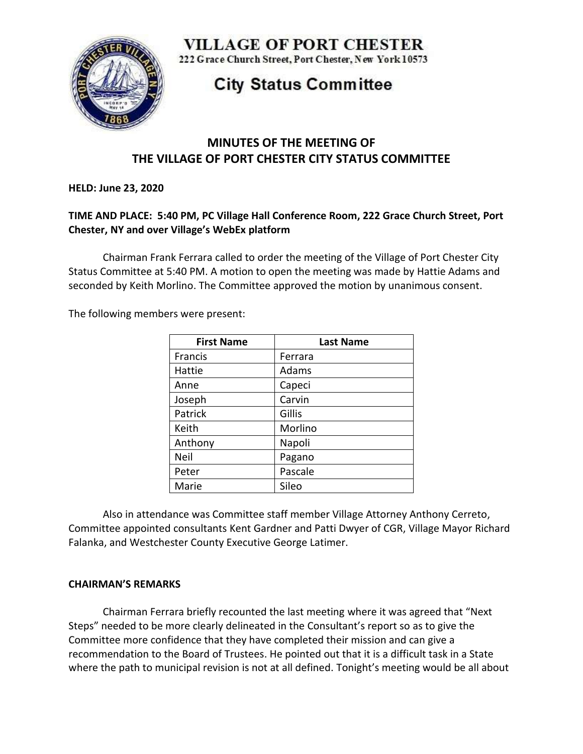# VILLAGE OF PORT CHESTER

222 Grace Church Street, Port Chester, New York 10573

## City Status Committee

## MINUTES OF THE MEETING OF THE VILLAGE OF PORT CHESTER CITY STATUS COMMITTEE

**HELD: June 23, 2020**

**TIME AND PLACE: 5:40 PM, PC Village Hall Conference Room, 222 Grace Church Street, Port Chester, NY and over Village's WebEx platform**

Chairman Frank Ferrara called to order the meeting of the Village of Port Chester City Status Committee at 5:40 PM. A motion to open the meeting was made by Hattie Adams and seconded by Keith Morlino. The Committee approved the motion by unanimous consent.

The following members were present:

| First Name | Last Name |
|---|---|
| Francis | Ferrara |
| Hattie | Adams |
| Anne | Capeci |
| Joseph | Carvin |
| Patrick | Gillis |
| Keith | Morlino |
| Anthony | Napoli |
| Neil | Pagano |
| Peter | Pascale |
| Marie | Sileo |

Also in attendance was Committee staff member Village Attorney Anthony Cerreto, Committee appointed consultants Kent Gardner and Patti Dwyer of CGR, Village Mayor Richard Falanka, and Westchester County Executive George Latimer.

### CHAIRMAN'S REMARKS

Chairman Ferrara briefly recounted the last meeting where it was agreed that "Next Steps" needed to be more clearly delineated in the Consultant's report so as to give the Committee more confidence that they have completed their mission and can give a recommendation to the Board of Trustees. He pointed out that it is a difficult task in a State where the path to municipal revision is not at all defined. Tonight's meeting would be all about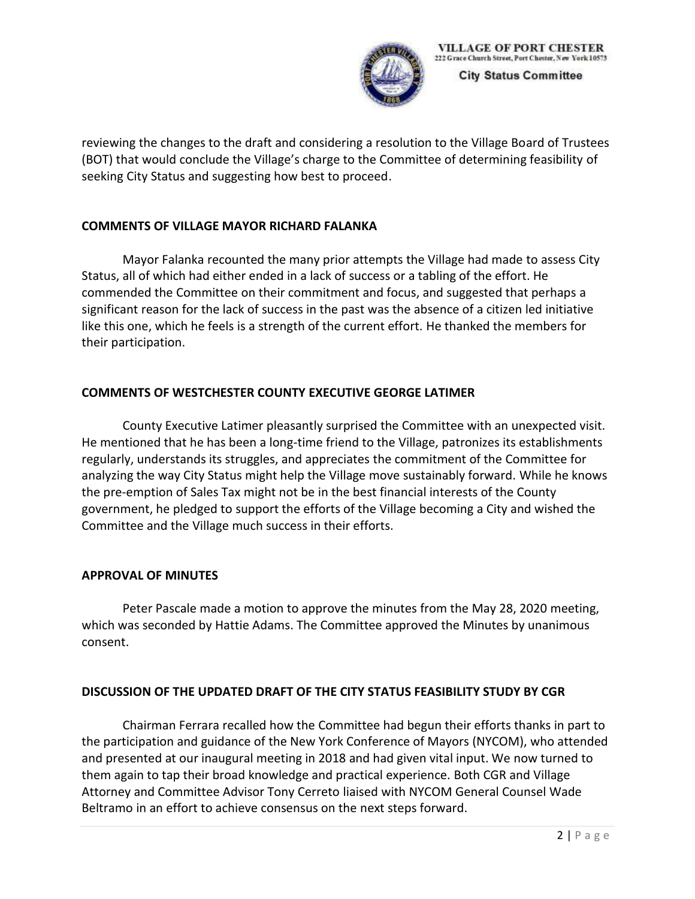reviewing the changes to the draft and considering a resolution to the Village Board of Trustees (BOT) that would conclude the Village's charge to the Committee of determining feasibility of seeking City Status and suggesting how best to proceed.

## COMMENTS OF VILLAGE MAYOR RICHARD FALANKA

Mayor Falanka recounted the many prior attempts the Village had made to assess City Status, all of which had either ended in a lack of success or a tabling of the effort. He commended the Committee on their commitment and focus, and suggested that perhaps a significant reason for the lack of success in the past was the absence of a citizen led initiative like this one, which he feels is a strength of the current effort. He thanked the members for their participation.

## COMMENTS OF WESTCHESTER COUNTY EXECUTIVE GEORGE LATIMER

County Executive Latimer pleasantly surprised the Committee with an unexpected visit. He mentioned that he has been a long-time friend to the Village, patronizes its establishments regularly, understands its struggles, and appreciates the commitment of the Committee for analyzing the way City Status might help the Village move sustainably forward. While he knows the pre-emption of Sales Tax might not be in the best financial interests of the County government, he pledged to support the efforts of the Village becoming a City and wished the Committee and the Village much success in their efforts.

## APPROVAL OF MINUTES

Peter Pascale made a motion to approve the minutes from the May 28, 2020 meeting, which was seconded by Hattie Adams. The Committee approved the Minutes by unanimous consent.

## DISCUSSION OF THE UPDATED DRAFT OF THE CITY STATUS FEASIBILITY STUDY BY CGR

Chairman Ferrara recalled how the Committee had begun their efforts thanks in part to the participation and guidance of the New York Conference of Mayors (NYCOM), who attended and presented at our inaugural meeting in 2018 and had given vital input. We now turned to them again to tap their broad knowledge and practical experience. Both CGR and Village Attorney and Committee Advisor Tony Cerreto liaised with NYCOM General Counsel Wade Beltramo in an effort to achieve consensus on the next steps forward.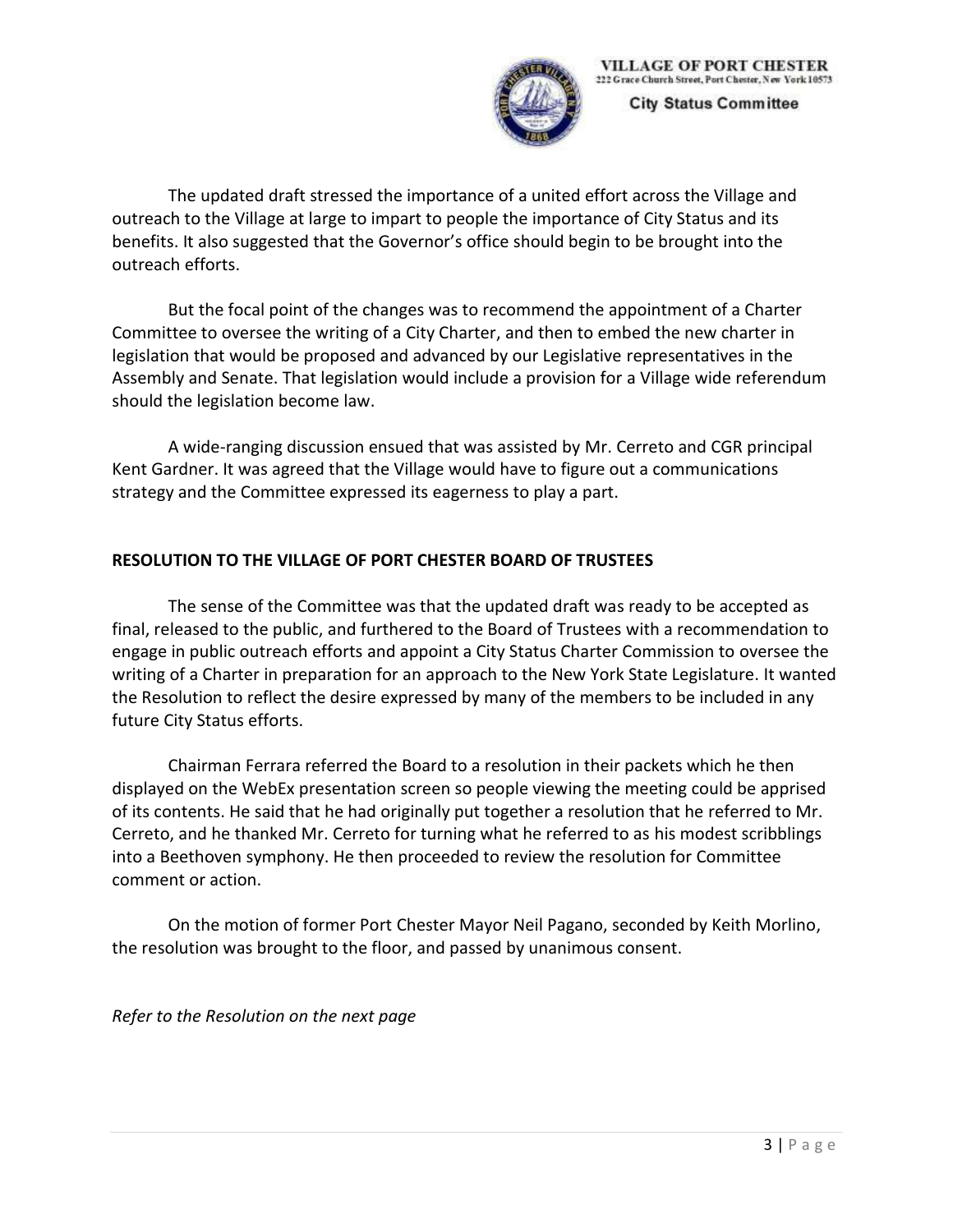The updated draft stressed the importance of a united effort across the Village and outreach to the Village at large to impart to people the importance of City Status and its benefits. It also suggested that the Governor's office should begin to be brought into the outreach efforts.

But the focal point of the changes was to recommend the appointment of a Charter Committee to oversee the writing of a City Charter, and then to embed the new charter in legislation that would be proposed and advanced by our Legislative representatives in the Assembly and Senate. That legislation would include a provision for a Village wide referendum should the legislation become law.

A wide-ranging discussion ensued that was assisted by Mr. Cerreto and CGR principal Kent Gardner. It was agreed that the Village would have to figure out a communications strategy and the Committee expressed its eagerness to play a part.

## RESOLUTION TO THE VILLAGE OF PORT CHESTER BOARD OF TRUSTEES

The sense of the Committee was that the updated draft was ready to be accepted as final, released to the public, and furthered to the Board of Trustees with a recommendation to engage in public outreach efforts and appoint a City Status Charter Commission to oversee the writing of a Charter in preparation for an approach to the New York State Legislature. It wanted the Resolution to reflect the desire expressed by many of the members to be included in any future City Status efforts.

Chairman Ferrara referred the Board to a resolution in their packets which he then displayed on the WebEx presentation screen so people viewing the meeting could be apprised of its contents. He said that he had originally put together a resolution that he referred to Mr. Cerreto, and he thanked Mr. Cerreto for turning what he referred to as his modest scribblings into a Beethoven symphony. He then proceeded to review the resolution for Committee comment or action.

On the motion of former Port Chester Mayor Neil Pagano, seconded by Keith Morlino, the resolution was brought to the floor, and passed by unanimous consent.

*Refer to the Resolution on the next page*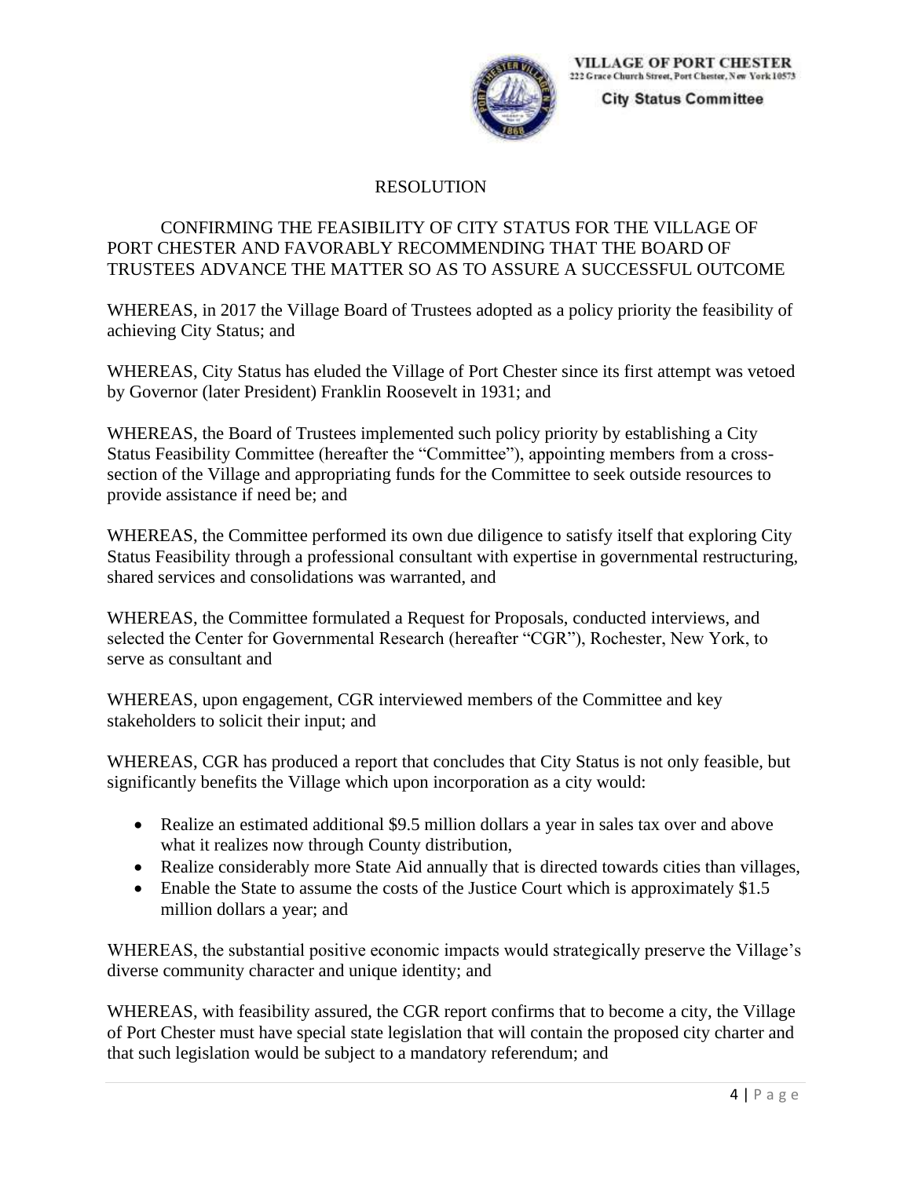VILLAGE OF PORT CHESTER
222 Grace Church Street, Port Chester, New York 10573

City Status Committee

# RESOLUTION

CONFIRMING THE FEASIBILITY OF CITY STATUS FOR THE VILLAGE OF PORT CHESTER AND FAVORABLY RECOMMENDING THAT THE BOARD OF TRUSTEES ADVANCE THE MATTER SO AS TO ASSURE A SUCCESSFUL OUTCOME

WHEREAS, in 2017 the Village Board of Trustees adopted as a policy priority the feasibility of achieving City Status; and

WHEREAS, City Status has eluded the Village of Port Chester since its first attempt was vetoed by Governor (later President) Franklin Roosevelt in 1931; and

WHEREAS, the Board of Trustees implemented such policy priority by establishing a City Status Feasibility Committee (hereafter the "Committee"), appointing members from a cross-section of the Village and appropriating funds for the Committee to seek outside resources to provide assistance if need be; and

WHEREAS, the Committee performed its own due diligence to satisfy itself that exploring City Status Feasibility through a professional consultant with expertise in governmental restructuring, shared services and consolidations was warranted, and

WHEREAS, the Committee formulated a Request for Proposals, conducted interviews, and selected the Center for Governmental Research (hereafter "CGR"), Rochester, New York, to serve as consultant and

WHEREAS, upon engagement, CGR interviewed members of the Committee and key stakeholders to solicit their input; and

WHEREAS, CGR has produced a report that concludes that City Status is not only feasible, but significantly benefits the Village which upon incorporation as a city would:

- Realize an estimated additional $9.5 million dollars a year in sales tax over and above what it realizes now through County distribution,
- Realize considerably more State Aid annually that is directed towards cities than villages,
- Enable the State to assume the costs of the Justice Court which is approximately $1.5 million dollars a year; and

WHEREAS, the substantial positive economic impacts would strategically preserve the Village's diverse community character and unique identity; and

WHEREAS, with feasibility assured, the CGR report confirms that to become a city, the Village of Port Chester must have special state legislation that will contain the proposed city charter and that such legislation would be subject to a mandatory referendum; and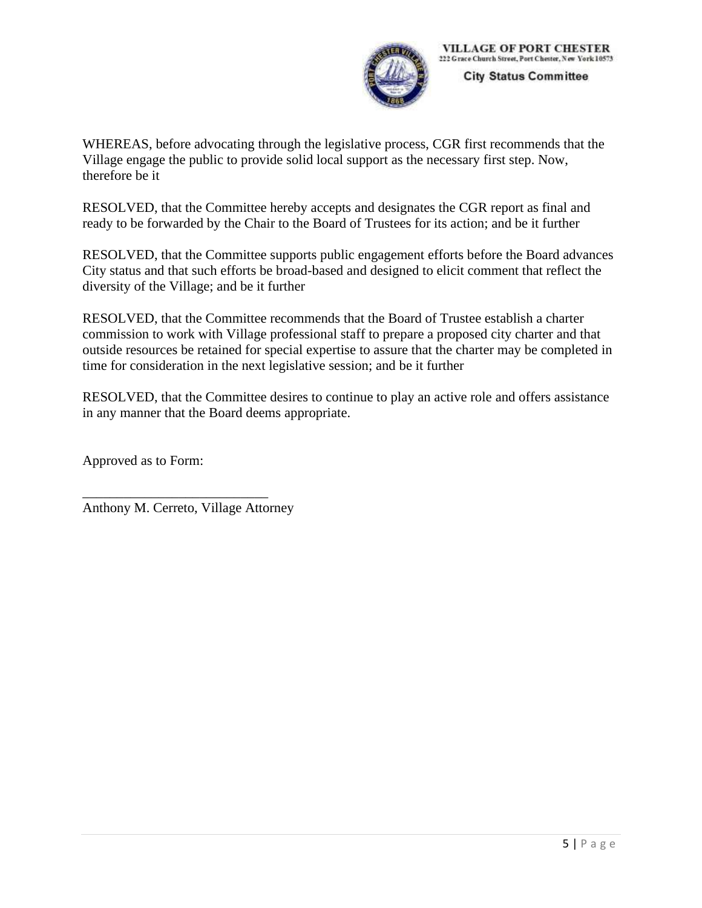WHEREAS, before advocating through the legislative process, CGR first recommends that the Village engage the public to provide solid local support as the necessary first step. Now, therefore be it

RESOLVED, that the Committee hereby accepts and designates the CGR report as final and ready to be forwarded by the Chair to the Board of Trustees for its action; and be it further

RESOLVED, that the Committee supports public engagement efforts before the Board advances City status and that such efforts be broad-based and designed to elicit comment that reflect the diversity of the Village; and be it further

RESOLVED, that the Committee recommends that the Board of Trustee establish a charter commission to work with Village professional staff to prepare a proposed city charter and that outside resources be retained for special expertise to assure that the charter may be completed in time for consideration in the next legislative session; and be it further

RESOLVED, that the Committee desires to continue to play an active role and offers assistance in any manner that the Board deems appropriate.

Approved as to Form:

___________________________
Anthony M. Cerreto, Village Attorney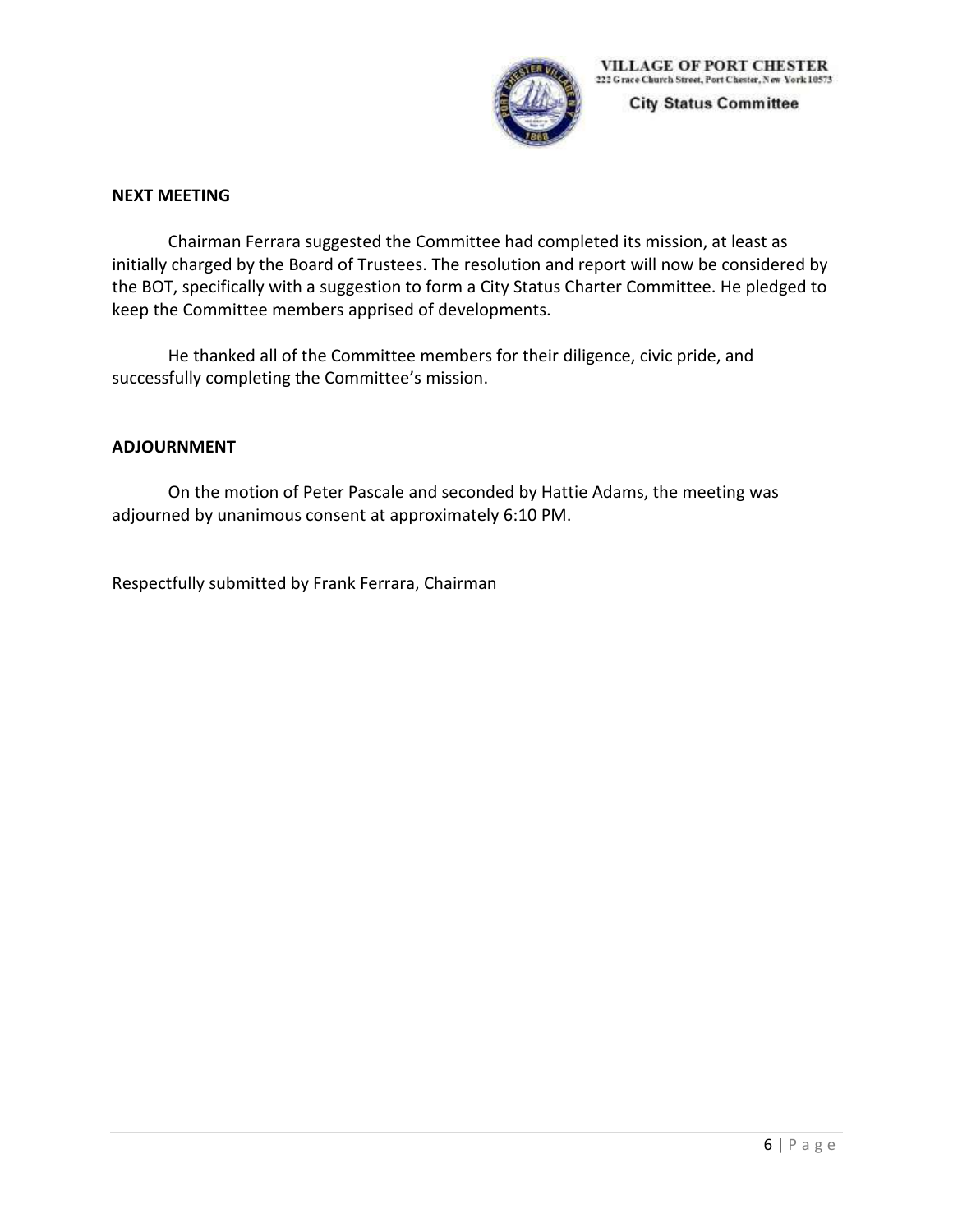## NEXT MEETING

Chairman Ferrara suggested the Committee had completed its mission, at least as initially charged by the Board of Trustees. The resolution and report will now be considered by the BOT, specifically with a suggestion to form a City Status Charter Committee. He pledged to keep the Committee members apprised of developments.

He thanked all of the Committee members for their diligence, civic pride, and successfully completing the Committee's mission.

## ADJOURNMENT

On the motion of Peter Pascale and seconded by Hattie Adams, the meeting was adjourned by unanimous consent at approximately 6:10 PM.

Respectfully submitted by Frank Ferrara, Chairman